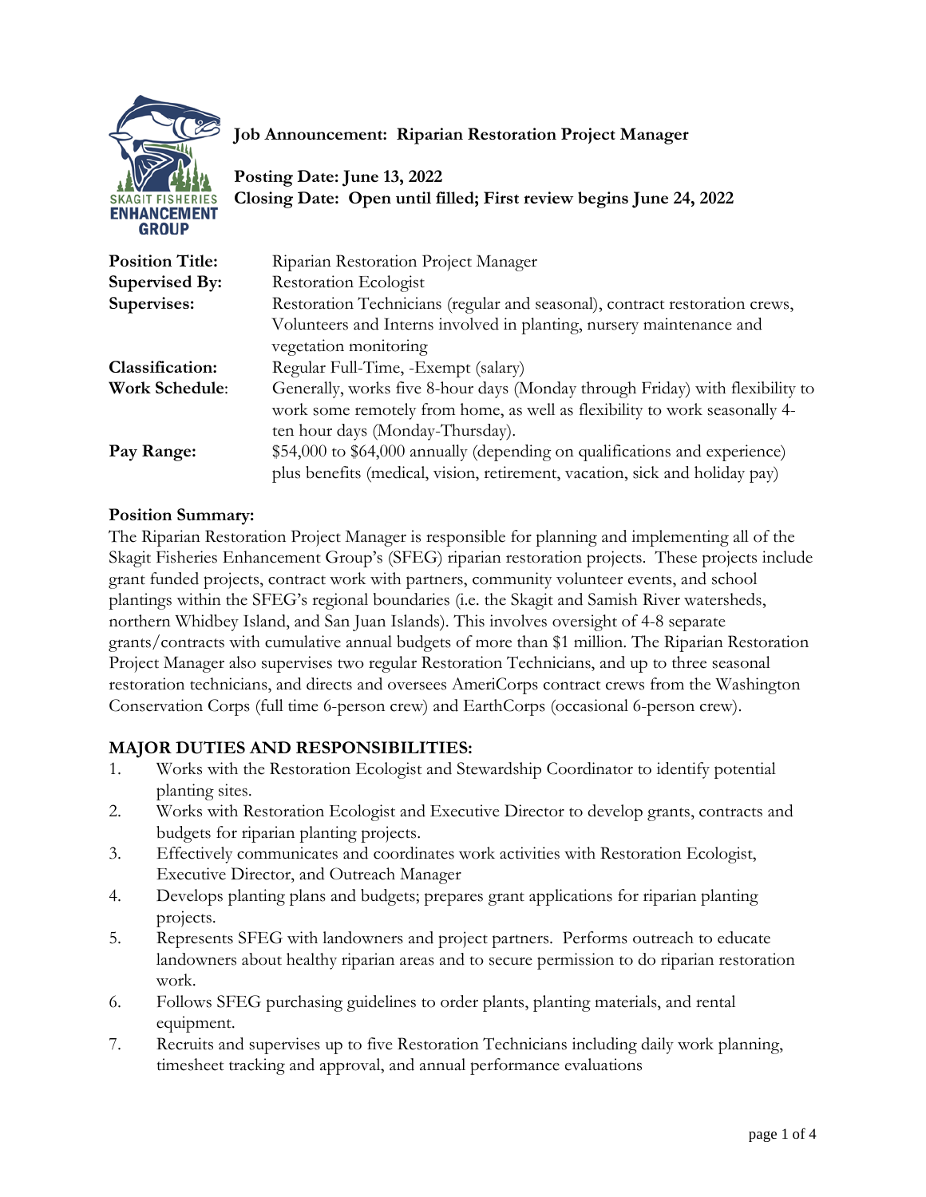SKAGIT FISHERIES ENHANCEMENT GROUP

**Job Announcement: Riparian Restoration Project Manager**

**Posting Date: June 13, 2022**
**Closing Date: Open until filled; First review begins June 24, 2022**

| | |
|---|---|
| **Position Title:** | Riparian Restoration Project Manager |
| **Supervised By:** | Restoration Ecologist |
| **Supervises:** | Restoration Technicians (regular and seasonal), contract restoration crews, Volunteers and Interns involved in planting, nursery maintenance and vegetation monitoring |
| **Classification:** | Regular Full-Time, -Exempt (salary) |
| **Work Schedule:** | Generally, works five 8-hour days (Monday through Friday) with flexibility to work some remotely from home, as well as flexibility to work seasonally 4-ten hour days (Monday-Thursday). |
| **Pay Range:** | $54,000 to $64,000 annually (depending on qualifications and experience) plus benefits (medical, vision, retirement, vacation, sick and holiday pay) |

**Position Summary:**
The Riparian Restoration Project Manager is responsible for planning and implementing all of the Skagit Fisheries Enhancement Group's (SFEG) riparian restoration projects. These projects include grant funded projects, contract work with partners, community volunteer events, and school plantings within the SFEG's regional boundaries (i.e. the Skagit and Samish River watersheds, northern Whidbey Island, and San Juan Islands). This involves oversight of 4-8 separate grants/contracts with cumulative annual budgets of more than $1 million. The Riparian Restoration Project Manager also supervises two regular Restoration Technicians, and up to three seasonal restoration technicians, and directs and oversees AmeriCorps contract crews from the Washington Conservation Corps (full time 6-person crew) and EarthCorps (occasional 6-person crew).

## MAJOR DUTIES AND RESPONSIBILITIES:

1. Works with the Restoration Ecologist and Stewardship Coordinator to identify potential planting sites.
2. Works with Restoration Ecologist and Executive Director to develop grants, contracts and budgets for riparian planting projects.
3. Effectively communicates and coordinates work activities with Restoration Ecologist, Executive Director, and Outreach Manager
4. Develops planting plans and budgets; prepares grant applications for riparian planting projects.
5. Represents SFEG with landowners and project partners. Performs outreach to educate landowners about healthy riparian areas and to secure permission to do riparian restoration work.
6. Follows SFEG purchasing guidelines to order plants, planting materials, and rental equipment.
7. Recruits and supervises up to five Restoration Technicians including daily work planning, timesheet tracking and approval, and annual performance evaluations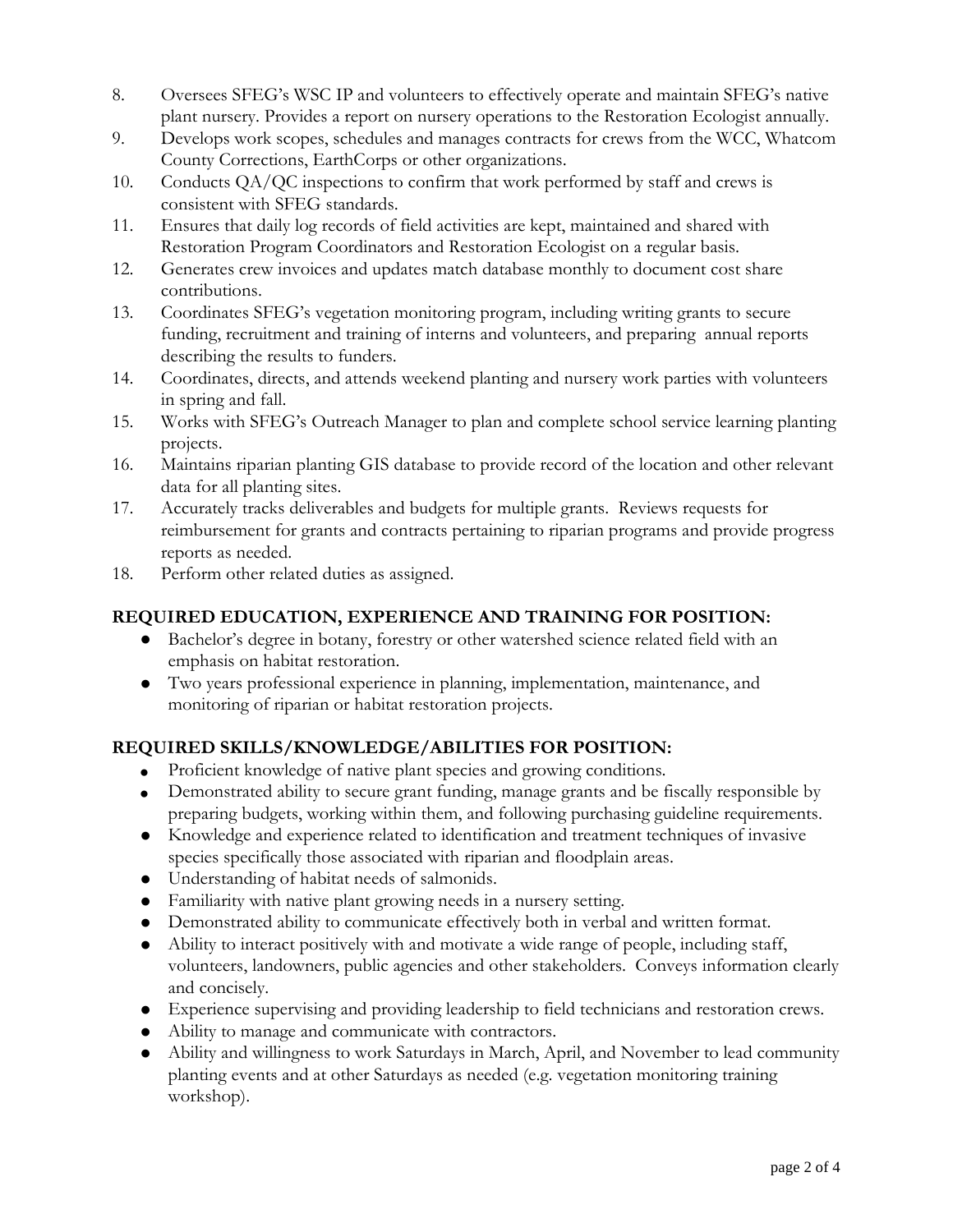8. Oversees SFEG's WSC IP and volunteers to effectively operate and maintain SFEG's native plant nursery. Provides a report on nursery operations to the Restoration Ecologist annually.
9. Develops work scopes, schedules and manages contracts for crews from the WCC, Whatcom County Corrections, EarthCorps or other organizations.
10. Conducts QA/QC inspections to confirm that work performed by staff and crews is consistent with SFEG standards.
11. Ensures that daily log records of field activities are kept, maintained and shared with Restoration Program Coordinators and Restoration Ecologist on a regular basis.
12. Generates crew invoices and updates match database monthly to document cost share contributions.
13. Coordinates SFEG's vegetation monitoring program, including writing grants to secure funding, recruitment and training of interns and volunteers, and preparing annual reports describing the results to funders.
14. Coordinates, directs, and attends weekend planting and nursery work parties with volunteers in spring and fall.
15. Works with SFEG's Outreach Manager to plan and complete school service learning planting projects.
16. Maintains riparian planting GIS database to provide record of the location and other relevant data for all planting sites.
17. Accurately tracks deliverables and budgets for multiple grants. Reviews requests for reimbursement for grants and contracts pertaining to riparian programs and provide progress reports as needed.
18. Perform other related duties as assigned.

## REQUIRED EDUCATION, EXPERIENCE AND TRAINING FOR POSITION:

- Bachelor's degree in botany, forestry or other watershed science related field with an emphasis on habitat restoration.
- Two years professional experience in planning, implementation, maintenance, and monitoring of riparian or habitat restoration projects.

## REQUIRED SKILLS/KNOWLEDGE/ABILITIES FOR POSITION:

- Proficient knowledge of native plant species and growing conditions.
- Demonstrated ability to secure grant funding, manage grants and be fiscally responsible by preparing budgets, working within them, and following purchasing guideline requirements.
- Knowledge and experience related to identification and treatment techniques of invasive species specifically those associated with riparian and floodplain areas.
- Understanding of habitat needs of salmonids.
- Familiarity with native plant growing needs in a nursery setting.
- Demonstrated ability to communicate effectively both in verbal and written format.
- Ability to interact positively with and motivate a wide range of people, including staff, volunteers, landowners, public agencies and other stakeholders. Conveys information clearly and concisely.
- Experience supervising and providing leadership to field technicians and restoration crews.
- Ability to manage and communicate with contractors.
- Ability and willingness to work Saturdays in March, April, and November to lead community planting events and at other Saturdays as needed (e.g. vegetation monitoring training workshop).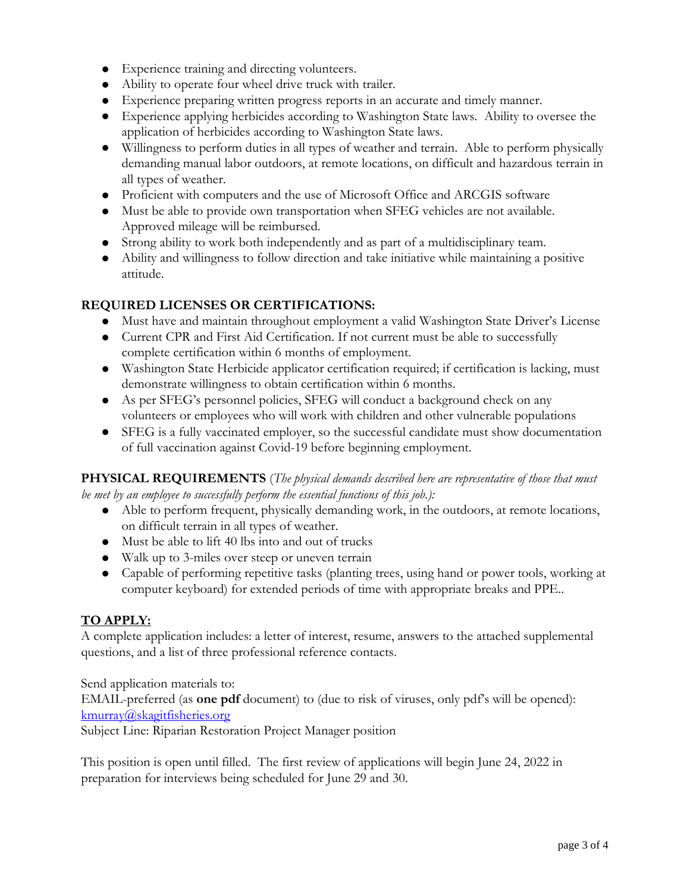- Experience training and directing volunteers.
- Ability to operate four wheel drive truck with trailer.
- Experience preparing written progress reports in an accurate and timely manner.
- Experience applying herbicides according to Washington State laws. Ability to oversee the application of herbicides according to Washington State laws.
- Willingness to perform duties in all types of weather and terrain. Able to perform physically demanding manual labor outdoors, at remote locations, on difficult and hazardous terrain in all types of weather.
- Proficient with computers and the use of Microsoft Office and ARCGIS software
- Must be able to provide own transportation when SFEG vehicles are not available. Approved mileage will be reimbursed.
- Strong ability to work both independently and as part of a multidisciplinary team.
- Ability and willingness to follow direction and take initiative while maintaining a positive attitude.

**REQUIRED LICENSES OR CERTIFICATIONS:**

- Must have and maintain throughout employment a valid Washington State Driver's License
- Current CPR and First Aid Certification. If not current must be able to successfully complete certification within 6 months of employment.
- Washington State Herbicide applicator certification required; if certification is lacking, must demonstrate willingness to obtain certification within 6 months.
- As per SFEG's personnel policies, SFEG will conduct a background check on any volunteers or employees who will work with children and other vulnerable populations
- SFEG is a fully vaccinated employer, so the successful candidate must show documentation of full vaccination against Covid-19 before beginning employment.

**PHYSICAL REQUIREMENTS** (*The physical demands described here are representative of those that must be met by an employee to successfully perform the essential functions of this job.):*

- Able to perform frequent, physically demanding work, in the outdoors, at remote locations, on difficult terrain in all types of weather.
- Must be able to lift 40 lbs into and out of trucks
- Walk up to 3-miles over steep or uneven terrain
- Capable of performing repetitive tasks (planting trees, using hand or power tools, working at computer keyboard) for extended periods of time with appropriate breaks and PPE..

**TO APPLY:**

A complete application includes: a letter of interest, resume, answers to the attached supplemental questions, and a list of three professional reference contacts.

Send application materials to:
EMAIL-preferred (as **one pdf** document) to (due to risk of viruses, only pdf's will be opened): kmurray@skagitfisheries.org
Subject Line: Riparian Restoration Project Manager position

This position is open until filled. The first review of applications will begin June 24, 2022 in preparation for interviews being scheduled for June 29 and 30.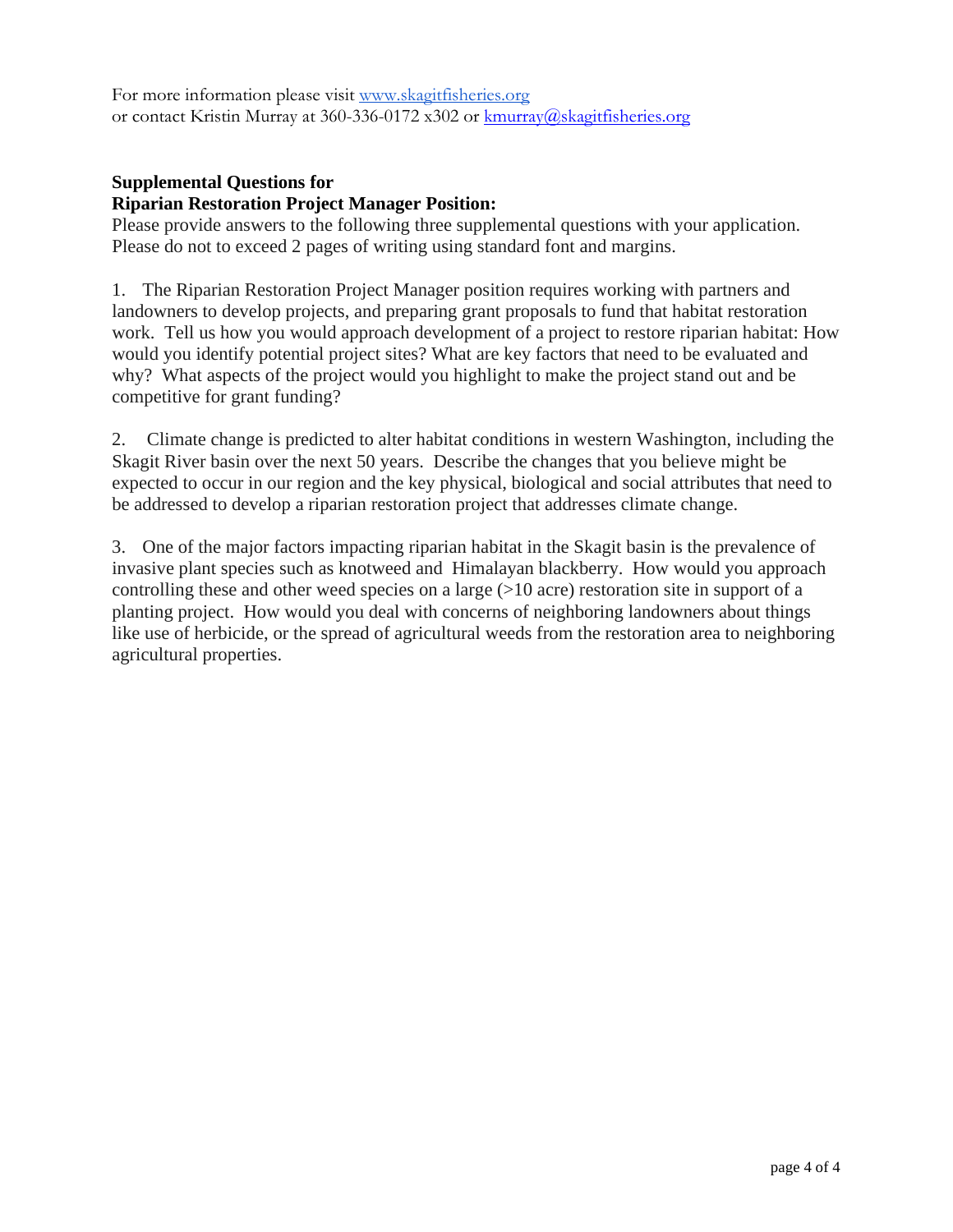For more information please visit www.skagitfisheries.org
or contact Kristin Murray at 360-336-0172 x302 or kmurray@skagitfisheries.org

**Supplemental Questions for**
**Riparian Restoration Project Manager Position:**

Please provide answers to the following three supplemental questions with your application. Please do not to exceed 2 pages of writing using standard font and margins.

1. The Riparian Restoration Project Manager position requires working with partners and landowners to develop projects, and preparing grant proposals to fund that habitat restoration work. Tell us how you would approach development of a project to restore riparian habitat: How would you identify potential project sites? What are key factors that need to be evaluated and why? What aspects of the project would you highlight to make the project stand out and be competitive for grant funding?

2. Climate change is predicted to alter habitat conditions in western Washington, including the Skagit River basin over the next 50 years. Describe the changes that you believe might be expected to occur in our region and the key physical, biological and social attributes that need to be addressed to develop a riparian restoration project that addresses climate change.

3. One of the major factors impacting riparian habitat in the Skagit basin is the prevalence of invasive plant species such as knotweed and Himalayan blackberry. How would you approach controlling these and other weed species on a large (>10 acre) restoration site in support of a planting project. How would you deal with concerns of neighboring landowners about things like use of herbicide, or the spread of agricultural weeds from the restoration area to neighboring agricultural properties.